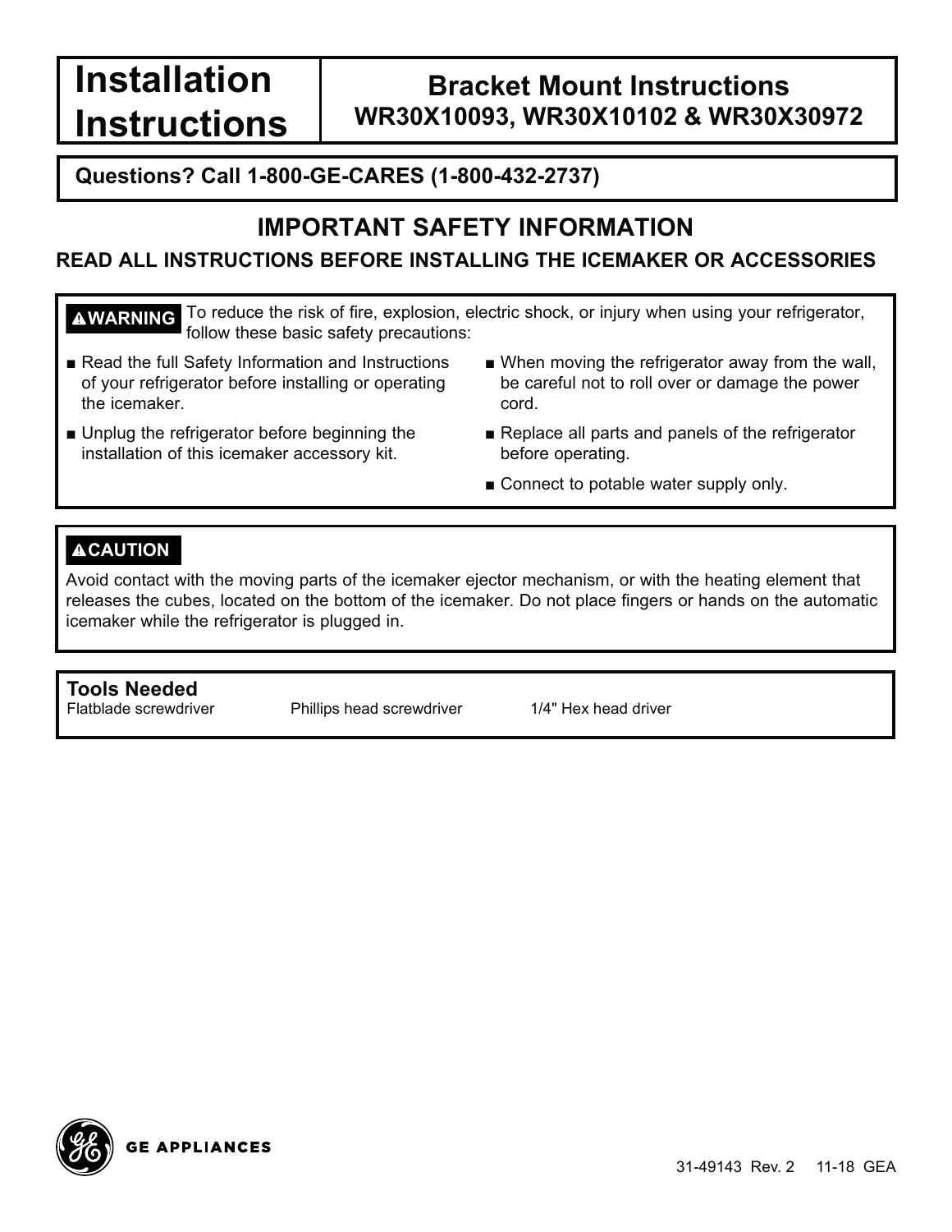# Installation Instructions

## Bracket Mount Instructions
## WR30X10093, WR30X10102 & WR30X30972

**Questions? Call 1-800-GE-CARES (1-800-432-2737)**

## IMPORTANT SAFETY INFORMATION

### READ ALL INSTRUCTIONS BEFORE INSTALLING THE ICEMAKER OR ACCESSORIES

**⚠WARNING** To reduce the risk of fire, explosion, electric shock, or injury when using your refrigerator, follow these basic safety precautions:

- Read the full Safety Information and Instructions of your refrigerator before installing or operating the icemaker.
- Unplug the refrigerator before beginning the installation of this icemaker accessory kit.
- When moving the refrigerator away from the wall, be careful not to roll over or damage the power cord.
- Replace all parts and panels of the refrigerator before operating.
- Connect to potable water supply only.

**⚠CAUTION**

Avoid contact with the moving parts of the icemaker ejector mechanism, or with the heating element that releases the cubes, located on the bottom of the icemaker. Do not place fingers or hands on the automatic icemaker while the refrigerator is plugged in.

**Tools Needed**

Flatblade screwdriver | Phillips head screwdriver | 1/4" Hex head driver

GE APPLIANCES

31-49143 Rev. 2 11-18 GEA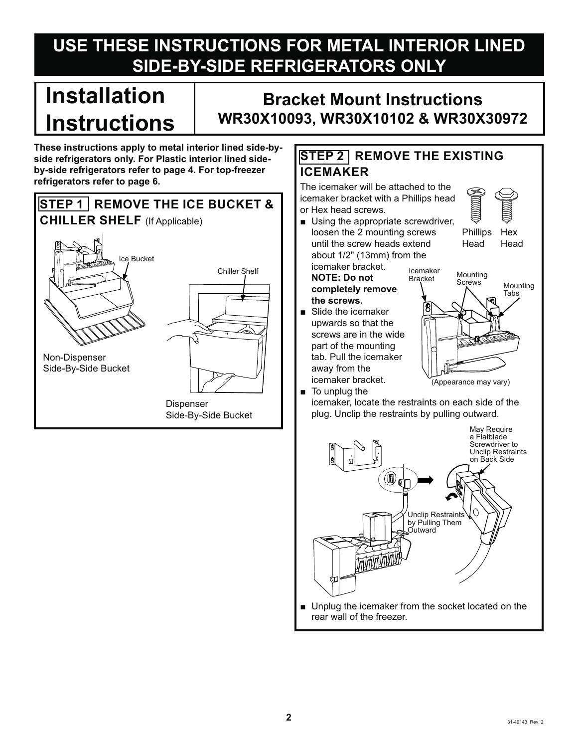# USE THESE INSTRUCTIONS FOR METAL INTERIOR LINED SIDE-BY-SIDE REFRIGERATORS ONLY

# Installation Instructions

## Bracket Mount Instructions
## WR30X10093, WR30X10102 & WR30X30972

**These instructions apply to metal interior lined side-by-side refrigerators only. For Plastic interior lined side-by-side refrigerators refer to page 4. For top-freezer refrigerators refer to page 6.**

### STEP 1 REMOVE THE ICE BUCKET & CHILLER SHELF (If Applicable)

Ice Bucket

Chiller Shelf

Non-Dispenser Side-By-Side Bucket

Dispenser Side-By-Side Bucket

### STEP 2 REMOVE THE EXISTING ICEMAKER

The icemaker will be attached to the icemaker bracket with a Phillips head or Hex head screws.

Phillips Head   Hex Head

- Using the appropriate screwdriver, loosen the 2 mounting screws until the screw heads extend about 1/2" (13mm) from the icemaker bracket. **NOTE: Do not completely remove the screws.**
- Slide the icemaker upwards so that the screws are in the wide part of the mounting tab. Pull the icemaker away from the icemaker bracket.

Icemaker Bracket   Mounting Screws   Mounting Tabs

(Appearance may vary)

- To unplug the icemaker, locate the restraints on each side of the plug. Unclip the restraints by pulling outward.

May Require a Flatblade Screwdriver to Unclip Restraints on Back Side

Unclip Restraints by Pulling Them Outward

- Unplug the icemaker from the socket located on the rear wall of the freezer.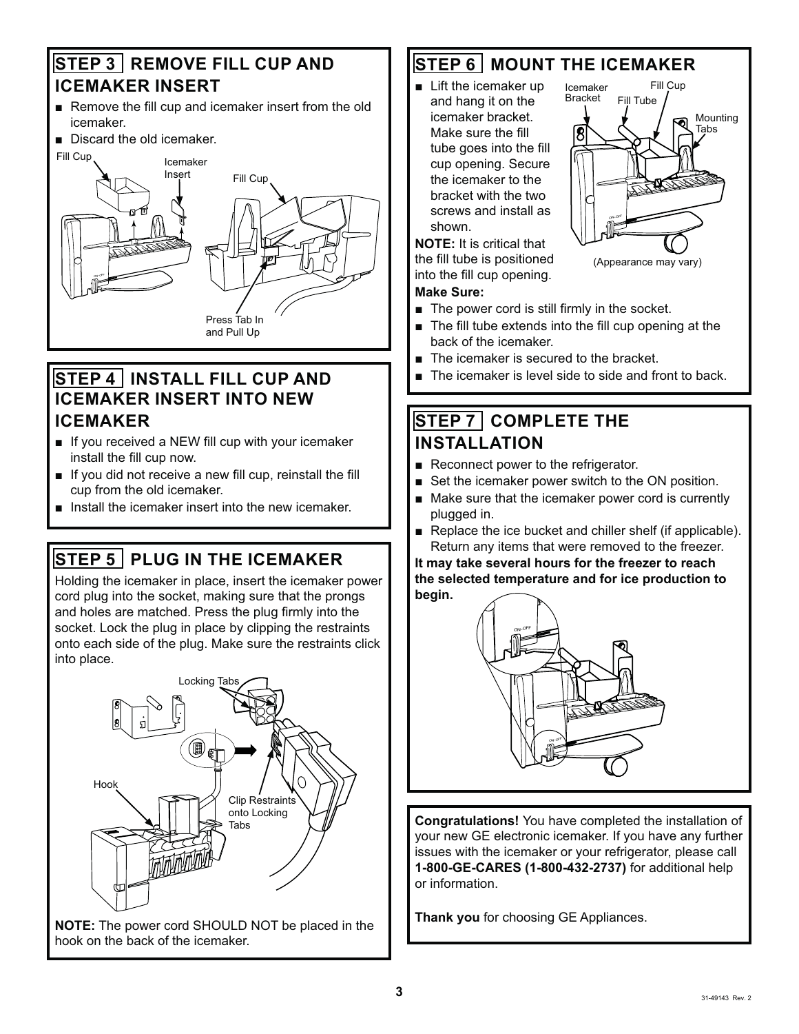## STEP 3 REMOVE FILL CUP AND ICEMAKER INSERT

- Remove the fill cup and icemaker insert from the old icemaker.
- Discard the old icemaker.

Fill Cup

Icemaker Insert

Fill Cup

Press Tab In and Pull Up

## STEP 4 INSTALL FILL CUP AND ICEMAKER INSERT INTO NEW ICEMAKER

- If you received a NEW fill cup with your icemaker install the fill cup now.
- If you did not receive a new fill cup, reinstall the fill cup from the old icemaker.
- Install the icemaker insert into the new icemaker.

## STEP 5 PLUG IN THE ICEMAKER

Holding the icemaker in place, insert the icemaker power cord plug into the socket, making sure that the prongs and holes are matched. Press the plug firmly into the socket. Lock the plug in place by clipping the restraints onto each side of the plug. Make sure the restraints click into place.

Locking Tabs

Hook

Clip Restraints onto Locking Tabs

**NOTE:** The power cord SHOULD NOT be placed in the hook on the back of the icemaker.

## STEP 6 MOUNT THE ICEMAKER

- Lift the icemaker up and hang it on the icemaker bracket. Make sure the fill tube goes into the fill cup opening. Secure the icemaker to the bracket with the two screws and install as shown.

**NOTE:** It is critical that the fill tube is positioned into the fill cup opening.

Icemaker Bracket

Fill Cup

Fill Tube

Mounting Tabs

(Appearance may vary)

**Make Sure:**

- The power cord is still firmly in the socket.
- The fill tube extends into the fill cup opening at the back of the icemaker.
- The icemaker is secured to the bracket.
- The icemaker is level side to side and front to back.

## STEP 7 COMPLETE THE INSTALLATION

- Reconnect power to the refrigerator.
- Set the icemaker power switch to the ON position.
- Make sure that the icemaker power cord is currently plugged in.
- Replace the ice bucket and chiller shelf (if applicable). Return any items that were removed to the freezer.

**It may take several hours for the freezer to reach the selected temperature and for ice production to begin.**

**Congratulations!** You have completed the installation of your new GE electronic icemaker. If you have any further issues with the icemaker or your refrigerator, please call **1-800-GE-CARES (1-800-432-2737)** for additional help or information.

**Thank you** for choosing GE Appliances.

31-49143 Rev. 2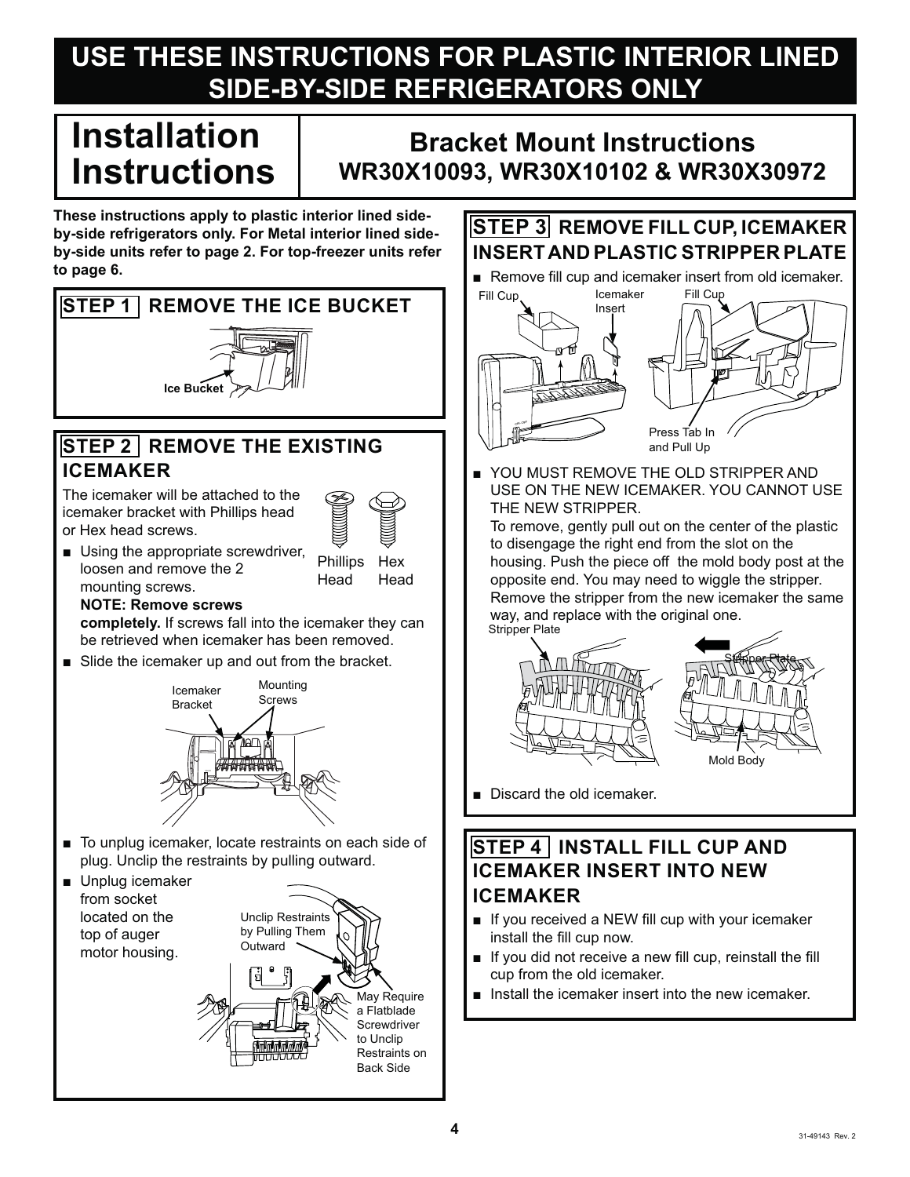# USE THESE INSTRUCTIONS FOR PLASTIC INTERIOR LINED SIDE-BY-SIDE REFRIGERATORS ONLY

# Installation Instructions

## Bracket Mount Instructions
## WR30X10093, WR30X10102 & WR30X30972

**These instructions apply to plastic interior lined side-by-side refrigerators only. For Metal interior lined side-by-side units refer to page 2. For top-freezer units refer to page 6.**

### STEP 1 REMOVE THE ICE BUCKET

Ice Bucket

### STEP 2 REMOVE THE EXISTING ICEMAKER

The icemaker will be attached to the icemaker bracket with Phillips head or Hex head screws.

Phillips Head | Hex Head

- Using the appropriate screwdriver, loosen and remove the 2 mounting screws.
  **NOTE: Remove screws completely.** If screws fall into the icemaker they can be retrieved when icemaker has been removed.
- Slide the icemaker up and out from the bracket.

Icemaker Bracket | Mounting Screws

- To unplug icemaker, locate restraints on each side of plug. Unclip the restraints by pulling outward.
- Unplug icemaker from socket located on the top of auger motor housing.

Unclip Restraints by Pulling Them Outward

May Require a Flatblade Screwdriver to Unclip Restraints on Back Side

### STEP 3 REMOVE FILL CUP, ICEMAKER INSERT AND PLASTIC STRIPPER PLATE

- Remove fill cup and icemaker insert from old icemaker.

Fill Cup | Icemaker Insert | Fill Cup

Press Tab In and Pull Up

- YOU MUST REMOVE THE OLD STRIPPER AND USE ON THE NEW ICEMAKER. YOU CANNOT USE THE NEW STRIPPER.
  To remove, gently pull out on the center of the plastic to disengage the right end from the slot on the housing. Push the piece off the mold body post at the opposite end. You may need to wiggle the stripper. Remove the stripper from the new icemaker the same way, and replace with the original one.

Stripper Plate | Stripper Plate | Mold Body

- Discard the old icemaker.

### STEP 4 INSTALL FILL CUP AND ICEMAKER INSERT INTO NEW ICEMAKER

- If you received a NEW fill cup with your icemaker install the fill cup now.
- If you did not receive a new fill cup, reinstall the fill cup from the old icemaker.
- Install the icemaker insert into the new icemaker.

31-49143 Rev. 2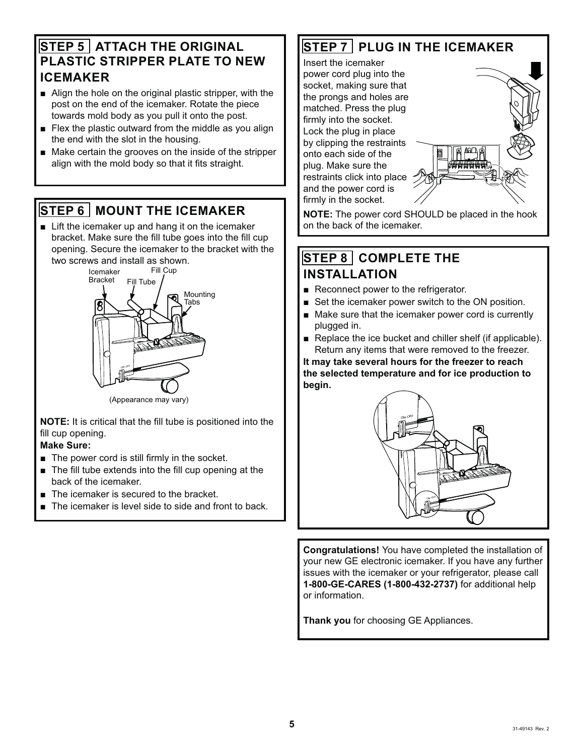## STEP 5 ATTACH THE ORIGINAL PLASTIC STRIPPER PLATE TO NEW ICEMAKER

- Align the hole on the original plastic stripper, with the post on the end of the icemaker. Rotate the piece towards mold body as you pull it onto the post.
- Flex the plastic outward from the middle as you align the end with the slot in the housing.
- Make certain the grooves on the inside of the stripper align with the mold body so that it fits straight.

## STEP 6 MOUNT THE ICEMAKER

- Lift the icemaker up and hang it on the icemaker bracket. Make sure the fill tube goes into the fill cup opening. Secure the icemaker to the bracket with the two screws and install as shown.

Icemaker Bracket, Fill Tube, Fill Cup, Mounting Tabs

(Appearance may vary)

**NOTE:** It is critical that the fill tube is positioned into the fill cup opening.

**Make Sure:**

- The power cord is still firmly in the socket.
- The fill tube extends into the fill cup opening at the back of the icemaker.
- The icemaker is secured to the bracket.
- The icemaker is level side to side and front to back.

## STEP 7 PLUG IN THE ICEMAKER

Insert the icemaker power cord plug into the socket, making sure that the prongs and holes are matched. Press the plug firmly into the socket. Lock the plug in place by clipping the restraints onto each side of the plug. Make sure the restraints click into place and the power cord is firmly in the socket.

**NOTE:** The power cord SHOULD be placed in the hook on the back of the icemaker.

## STEP 8 COMPLETE THE INSTALLATION

- Reconnect power to the refrigerator.
- Set the icemaker power switch to the ON position.
- Make sure that the icemaker power cord is currently plugged in.
- Replace the ice bucket and chiller shelf (if applicable). Return any items that were removed to the freezer.

**It may take several hours for the freezer to reach the selected temperature and for ice production to begin.**

**Congratulations!** You have completed the installation of your new GE electronic icemaker. If you have any further issues with the icemaker or your refrigerator, please call **1-800-GE-CARES (1-800-432-2737)** for additional help or information.

**Thank you** for choosing GE Appliances.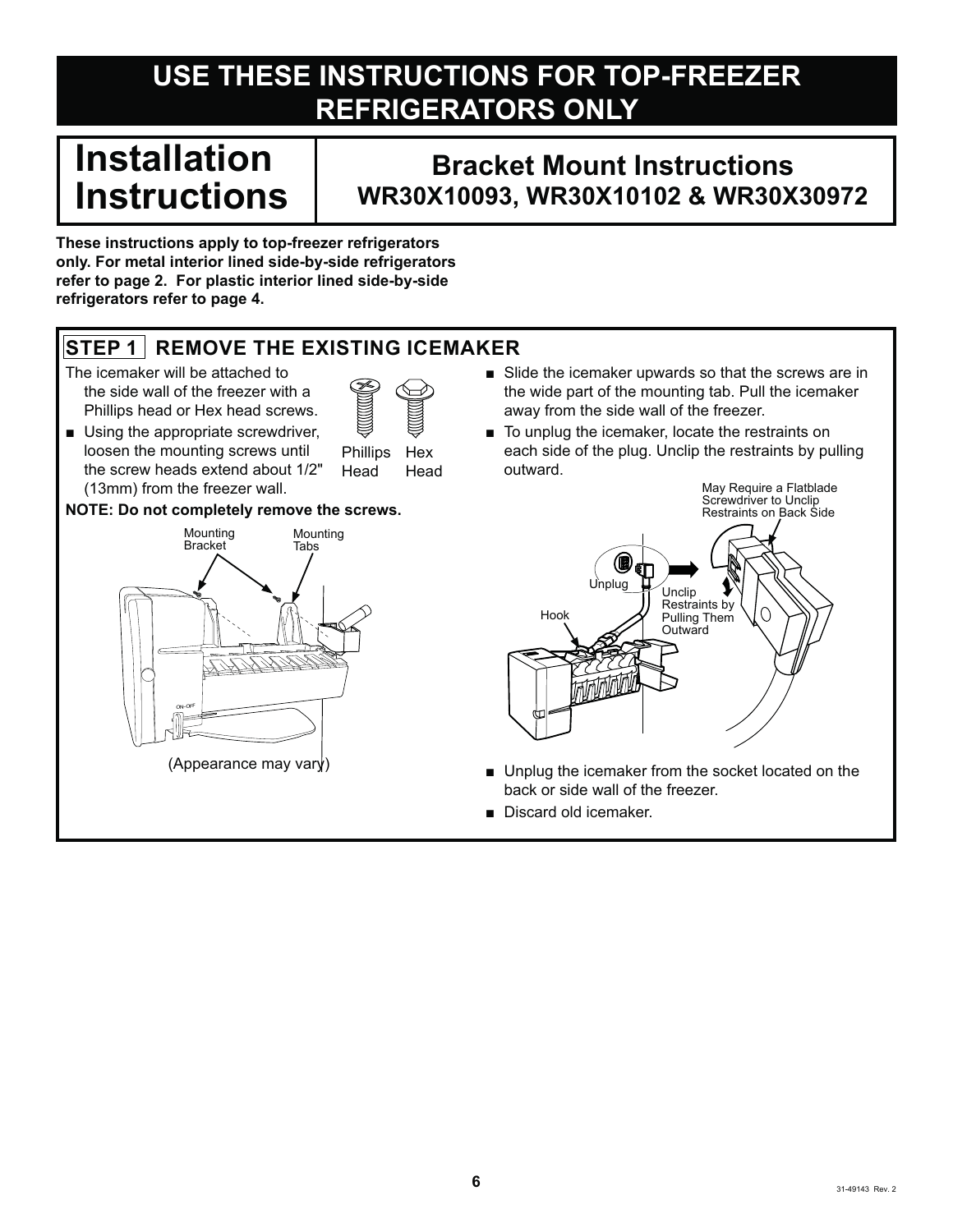# USE THESE INSTRUCTIONS FOR TOP-FREEZER REFRIGERATORS ONLY

# Installation Instructions

## Bracket Mount Instructions
## WR30X10093, WR30X10102 & WR30X30972

**These instructions apply to top-freezer refrigerators only. For metal interior lined side-by-side refrigerators refer to page 2. For plastic interior lined side-by-side refrigerators refer to page 4.**

### STEP 1 REMOVE THE EXISTING ICEMAKER

The icemaker will be attached to the side wall of the freezer with a Phillips head or Hex head screws.

- Using the appropriate screwdriver, loosen the mounting screws until the screw heads extend about 1/2" (13mm) from the freezer wall.

Phillips Head    Hex Head

**NOTE: Do not completely remove the screws.**

Mounting Bracket    Mounting Tabs

(Appearance may vary)

- Slide the icemaker upwards so that the screws are in the wide part of the mounting tab. Pull the icemaker away from the side wall of the freezer.
- To unplug the icemaker, locate the restraints on each side of the plug. Unclip the restraints by pulling outward.

May Require a Flatblade Screwdriver to Unclip Restraints on Back Side

Unplug    Unclip Restraints by Pulling Them Outward    Hook

- Unplug the icemaker from the socket located on the back or side wall of the freezer.
- Discard old icemaker.

31-49143 Rev. 2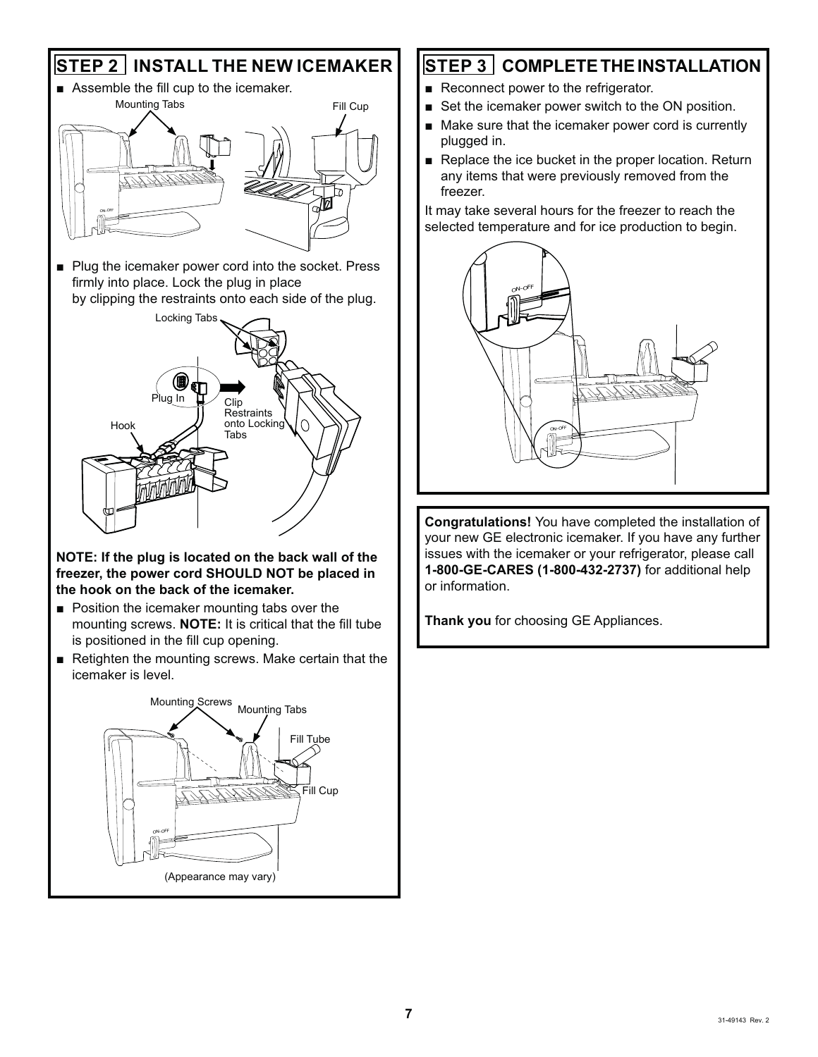## STEP 2 INSTALL THE NEW ICEMAKER

- Assemble the fill cup to the icemaker.

Mounting Tabs

Fill Cup

- Plug the icemaker power cord into the socket. Press firmly into place. Lock the plug in place by clipping the restraints onto each side of the plug.

Locking Tabs

Plug In

Clip Restraints onto Locking Tabs

Hook

**NOTE: If the plug is located on the back wall of the freezer, the power cord SHOULD NOT be placed in the hook on the back of the icemaker.**

- Position the icemaker mounting tabs over the mounting screws. **NOTE:** It is critical that the fill tube is positioned in the fill cup opening.
- Retighten the mounting screws. Make certain that the icemaker is level.

Mounting Screws

Mounting Tabs

Fill Tube

Fill Cup

(Appearance may vary)

## STEP 3 COMPLETE THE INSTALLATION

- Reconnect power to the refrigerator.
- Set the icemaker power switch to the ON position.
- Make sure that the icemaker power cord is currently plugged in.
- Replace the ice bucket in the proper location. Return any items that were previously removed from the freezer.

It may take several hours for the freezer to reach the selected temperature and for ice production to begin.

**Congratulations!** You have completed the installation of your new GE electronic icemaker. If you have any further issues with the icemaker or your refrigerator, please call **1-800-GE-CARES (1-800-432-2737)** for additional help or information.

**Thank you** for choosing GE Appliances.

31-49143 Rev. 2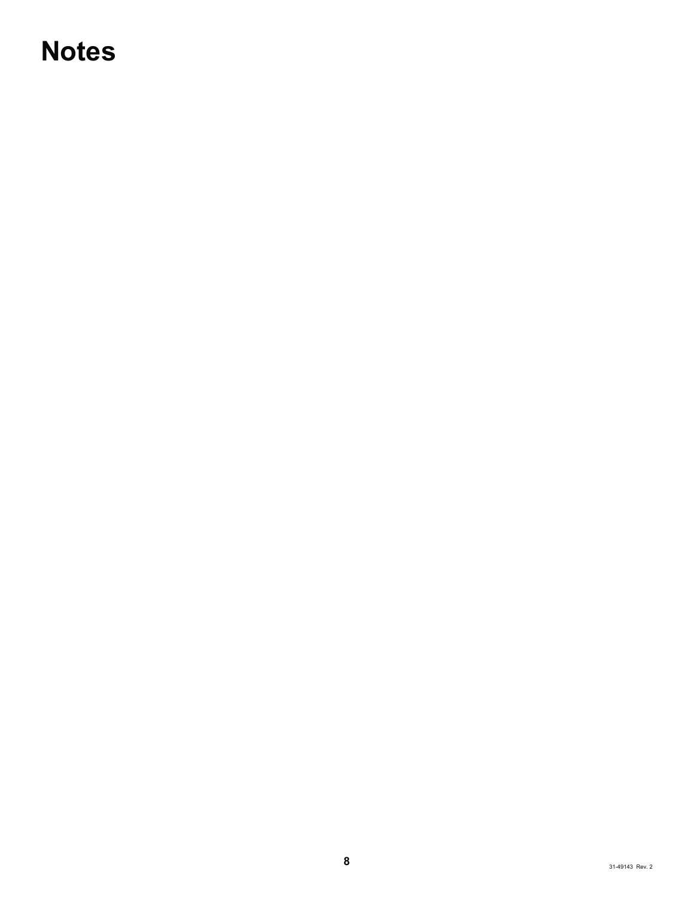# Notes